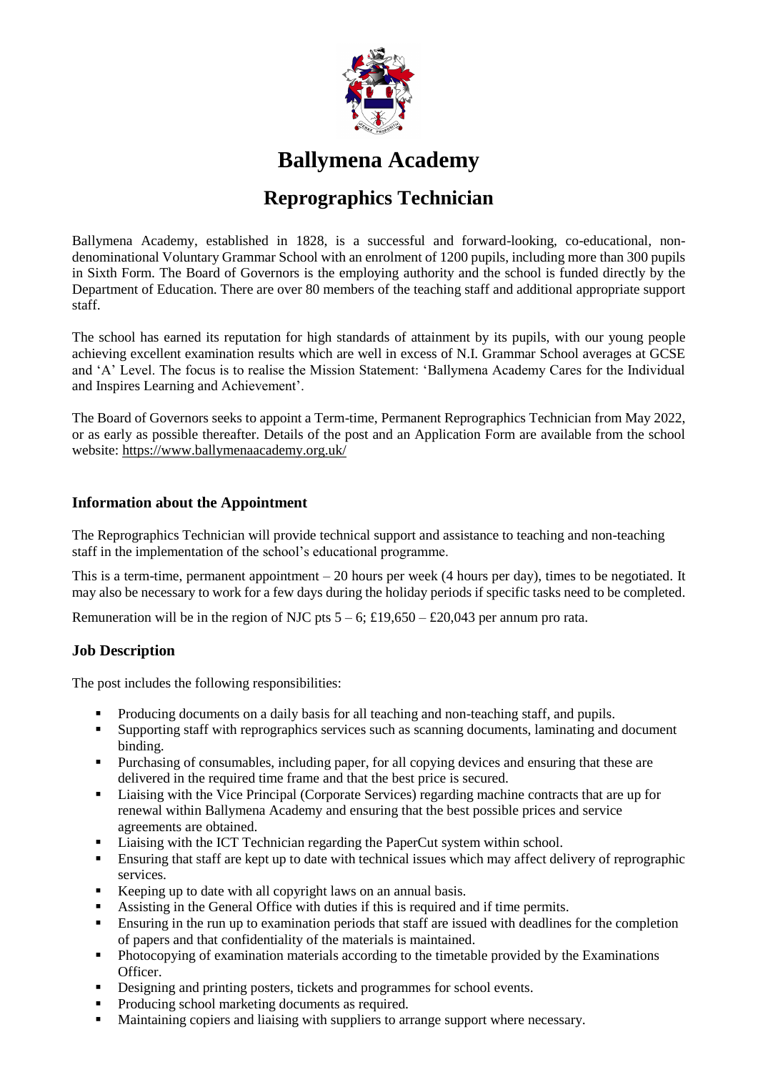# Ballymena Academy

## Reprographics Technician

Ballymena Academy, established in 1828, is a successful and forward-looking, co-educational, non-denominational Voluntary Grammar School with an enrolment of 1200 pupils, including more than 300 pupils in Sixth Form. The Board of Governors is the employing authority and the school is funded directly by the Department of Education. There are over 80 members of the teaching staff and additional appropriate support staff.

The school has earned its reputation for high standards of attainment by its pupils, with our young people achieving excellent examination results which are well in excess of N.I. Grammar School averages at GCSE and 'A' Level. The focus is to realise the Mission Statement: 'Ballymena Academy Cares for the Individual and Inspires Learning and Achievement'.

The Board of Governors seeks to appoint a Term-time, Permanent Reprographics Technician from May 2022, or as early as possible thereafter. Details of the post and an Application Form are available from the school website: https://www.ballymenaacademy.org.uk/

### Information about the Appointment

The Reprographics Technician will provide technical support and assistance to teaching and non-teaching staff in the implementation of the school's educational programme.

This is a term-time, permanent appointment – 20 hours per week (4 hours per day), times to be negotiated. It may also be necessary to work for a few days during the holiday periods if specific tasks need to be completed.

Remuneration will be in the region of NJC pts 5 – 6; £19,650 – £20,043 per annum pro rata.

### Job Description

The post includes the following responsibilities:

- Producing documents on a daily basis for all teaching and non-teaching staff, and pupils.
- Supporting staff with reprographics services such as scanning documents, laminating and document binding.
- Purchasing of consumables, including paper, for all copying devices and ensuring that these are delivered in the required time frame and that the best price is secured.
- Liaising with the Vice Principal (Corporate Services) regarding machine contracts that are up for renewal within Ballymena Academy and ensuring that the best possible prices and service agreements are obtained.
- Liaising with the ICT Technician regarding the PaperCut system within school.
- Ensuring that staff are kept up to date with technical issues which may affect delivery of reprographic services.
- Keeping up to date with all copyright laws on an annual basis.
- Assisting in the General Office with duties if this is required and if time permits.
- Ensuring in the run up to examination periods that staff are issued with deadlines for the completion of papers and that confidentiality of the materials is maintained.
- Photocopying of examination materials according to the timetable provided by the Examinations Officer.
- Designing and printing posters, tickets and programmes for school events.
- Producing school marketing documents as required.
- Maintaining copiers and liaising with suppliers to arrange support where necessary.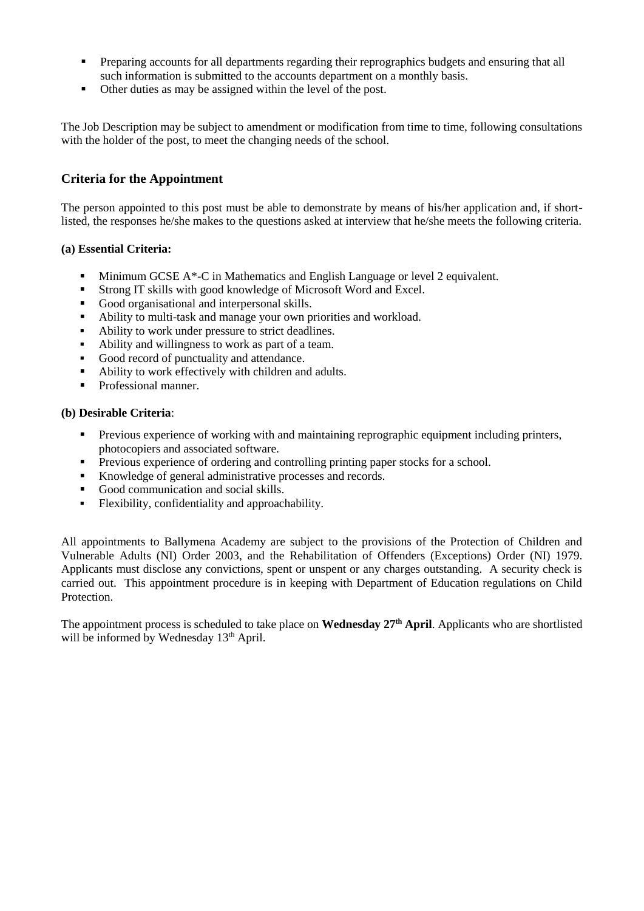- Preparing accounts for all departments regarding their reprographics budgets and ensuring that all such information is submitted to the accounts department on a monthly basis.
- Other duties as may be assigned within the level of the post.

The Job Description may be subject to amendment or modification from time to time, following consultations with the holder of the post, to meet the changing needs of the school.

## Criteria for the Appointment

The person appointed to this post must be able to demonstrate by means of his/her application and, if short-listed, the responses he/she makes to the questions asked at interview that he/she meets the following criteria.

**(a) Essential Criteria:**

- Minimum GCSE A*-C in Mathematics and English Language or level 2 equivalent.
- Strong IT skills with good knowledge of Microsoft Word and Excel.
- Good organisational and interpersonal skills.
- Ability to multi-task and manage your own priorities and workload.
- Ability to work under pressure to strict deadlines.
- Ability and willingness to work as part of a team.
- Good record of punctuality and attendance.
- Ability to work effectively with children and adults.
- Professional manner.

**(b) Desirable Criteria**:

- Previous experience of working with and maintaining reprographic equipment including printers, photocopiers and associated software.
- Previous experience of ordering and controlling printing paper stocks for a school.
- Knowledge of general administrative processes and records.
- Good communication and social skills.
- Flexibility, confidentiality and approachability.

All appointments to Ballymena Academy are subject to the provisions of the Protection of Children and Vulnerable Adults (NI) Order 2003, and the Rehabilitation of Offenders (Exceptions) Order (NI) 1979. Applicants must disclose any convictions, spent or unspent or any charges outstanding. A security check is carried out. This appointment procedure is in keeping with Department of Education regulations on Child Protection.

The appointment process is scheduled to take place on **Wednesday 27th April**. Applicants who are shortlisted will be informed by Wednesday 13th April.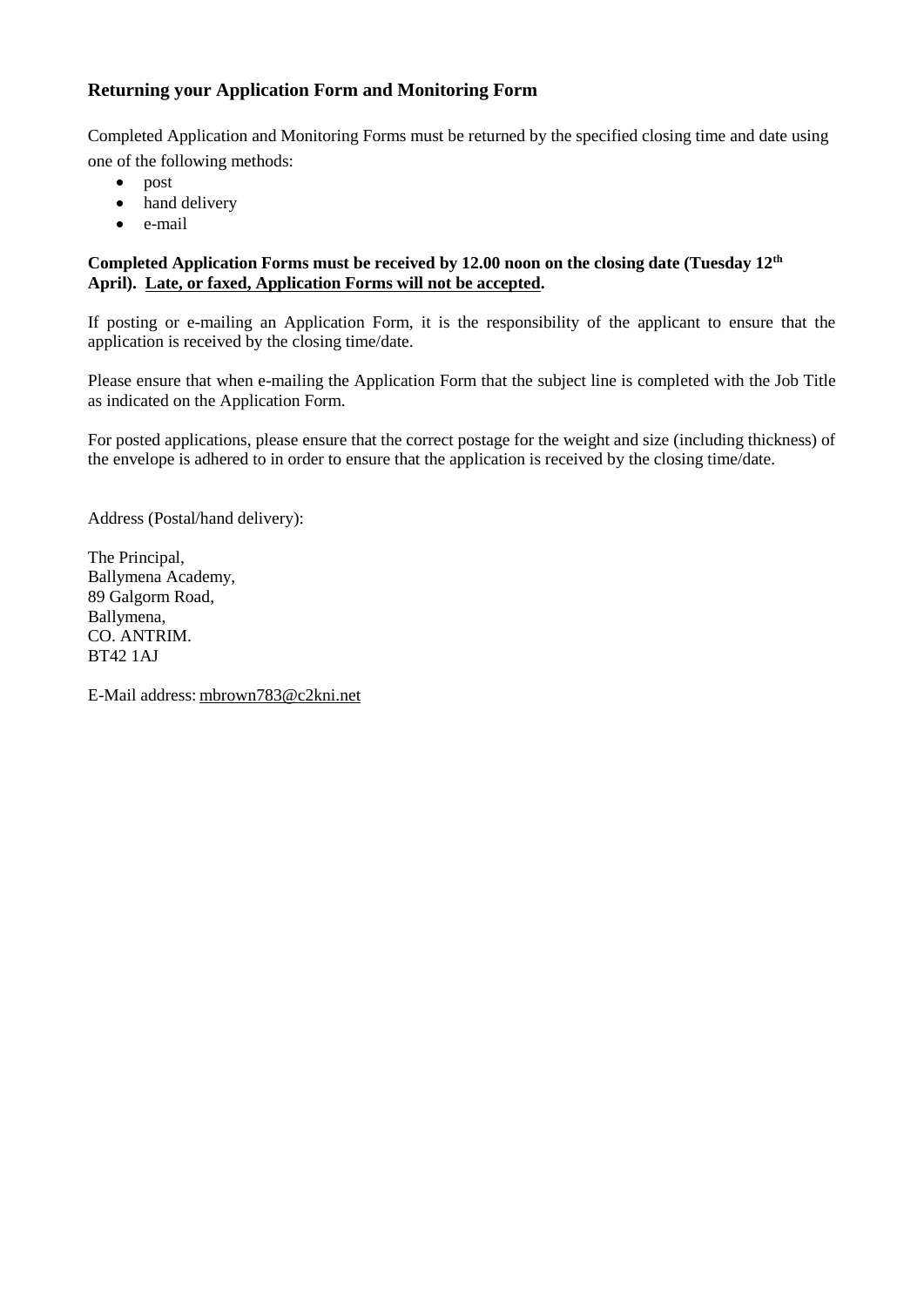## Returning your Application Form and Monitoring Form

Completed Application and Monitoring Forms must be returned by the specified closing time and date using one of the following methods:

- post
- hand delivery
- e-mail

**Completed Application Forms must be received by 12.00 noon on the closing date (Tuesday 12th April). Late, or faxed, Application Forms will not be accepted.**

If posting or e-mailing an Application Form, it is the responsibility of the applicant to ensure that the application is received by the closing time/date.

Please ensure that when e-mailing the Application Form that the subject line is completed with the Job Title as indicated on the Application Form.

For posted applications, please ensure that the correct postage for the weight and size (including thickness) of the envelope is adhered to in order to ensure that the application is received by the closing time/date.

Address (Postal/hand delivery):

The Principal,
Ballymena Academy,
89 Galgorm Road,
Ballymena,
CO. ANTRIM.
BT42 1AJ

E-Mail address: mbrown783@c2kni.net